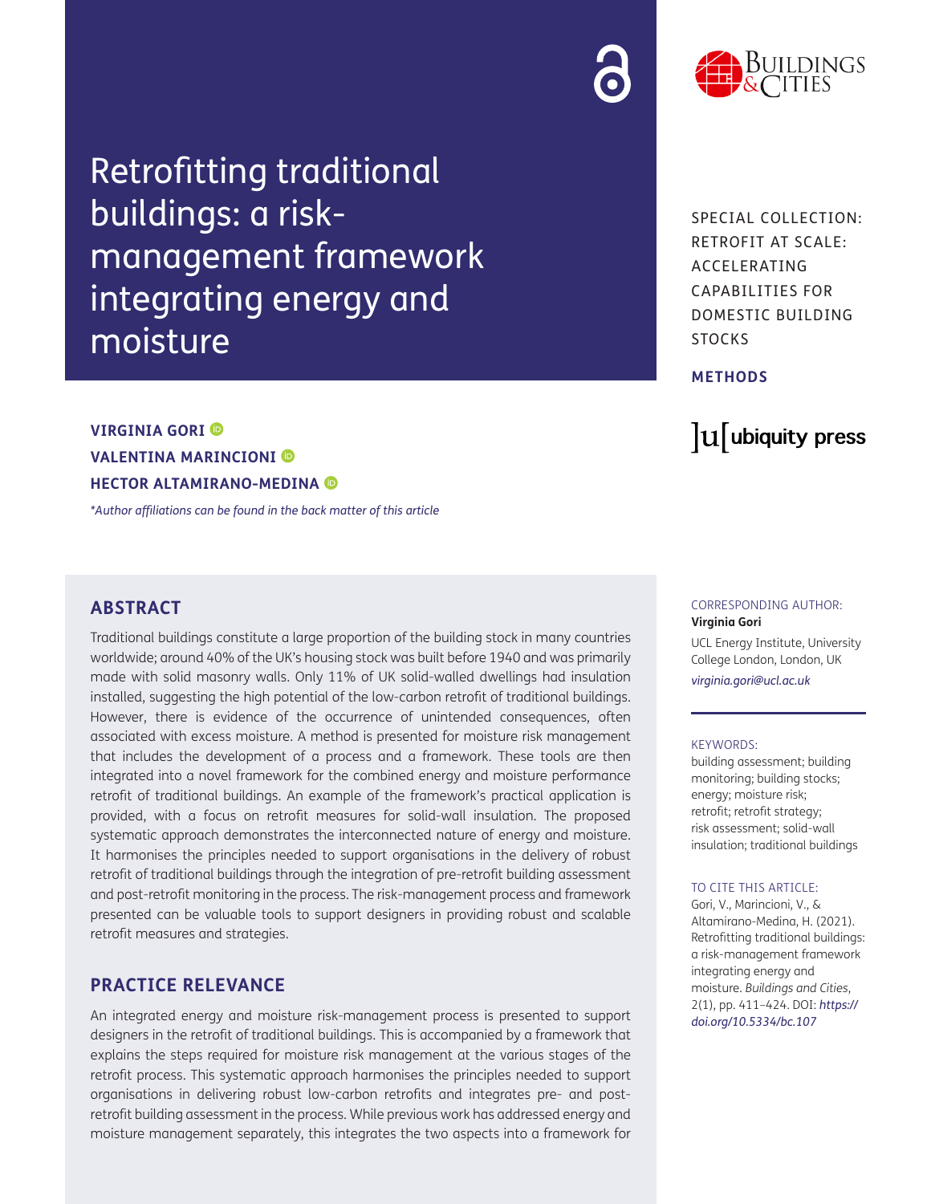# Retrofitting traditional buildings: a risk-management framework integrating energy and moisture

SPECIAL COLLECTION: RETROFIT AT SCALE: ACCELERATING CAPABILITIES FOR DOMESTIC BUILDING STOCKS

**METHODS**

**VIRGINIA GORI**
**VALENTINA MARINCIONI**
**HECTOR ALTAMIRANO-MEDINA**

*\*Author affiliations can be found in the back matter of this article*

CORRESPONDING AUTHOR:
**Virginia Gori**
UCL Energy Institute, University College London, London, UK
*virginia.gori@ucl.ac.uk*

KEYWORDS:
building assessment; building monitoring; building stocks; energy; moisture risk; retrofit; retrofit strategy; risk assessment; solid-wall insulation; traditional buildings

TO CITE THIS ARTICLE:
Gori, V., Marincioni, V., & Altamirano-Medina, H. (2021). Retrofitting traditional buildings: a risk-management framework integrating energy and moisture. *Buildings and Cities*, 2(1), pp. 411–424. DOI: *https://doi.org/10.5334/bc.107*

## ABSTRACT

Traditional buildings constitute a large proportion of the building stock in many countries worldwide; around 40% of the UK's housing stock was built before 1940 and was primarily made with solid masonry walls. Only 11% of UK solid-walled dwellings had insulation installed, suggesting the high potential of the low-carbon retrofit of traditional buildings. However, there is evidence of the occurrence of unintended consequences, often associated with excess moisture. A method is presented for moisture risk management that includes the development of a process and a framework. These tools are then integrated into a novel framework for the combined energy and moisture performance retrofit of traditional buildings. An example of the framework's practical application is provided, with a focus on retrofit measures for solid-wall insulation. The proposed systematic approach demonstrates the interconnected nature of energy and moisture. It harmonises the principles needed to support organisations in the delivery of robust retrofit of traditional buildings through the integration of pre-retrofit building assessment and post-retrofit monitoring in the process. The risk-management process and framework presented can be valuable tools to support designers in providing robust and scalable retrofit measures and strategies.

## PRACTICE RELEVANCE

An integrated energy and moisture risk-management process is presented to support designers in the retrofit of traditional buildings. This is accompanied by a framework that explains the steps required for moisture risk management at the various stages of the retrofit process. This systematic approach harmonises the principles needed to support organisations in delivering robust low-carbon retrofits and integrates pre- and post-retrofit building assessment in the process. While previous work has addressed energy and moisture management separately, this integrates the two aspects into a framework for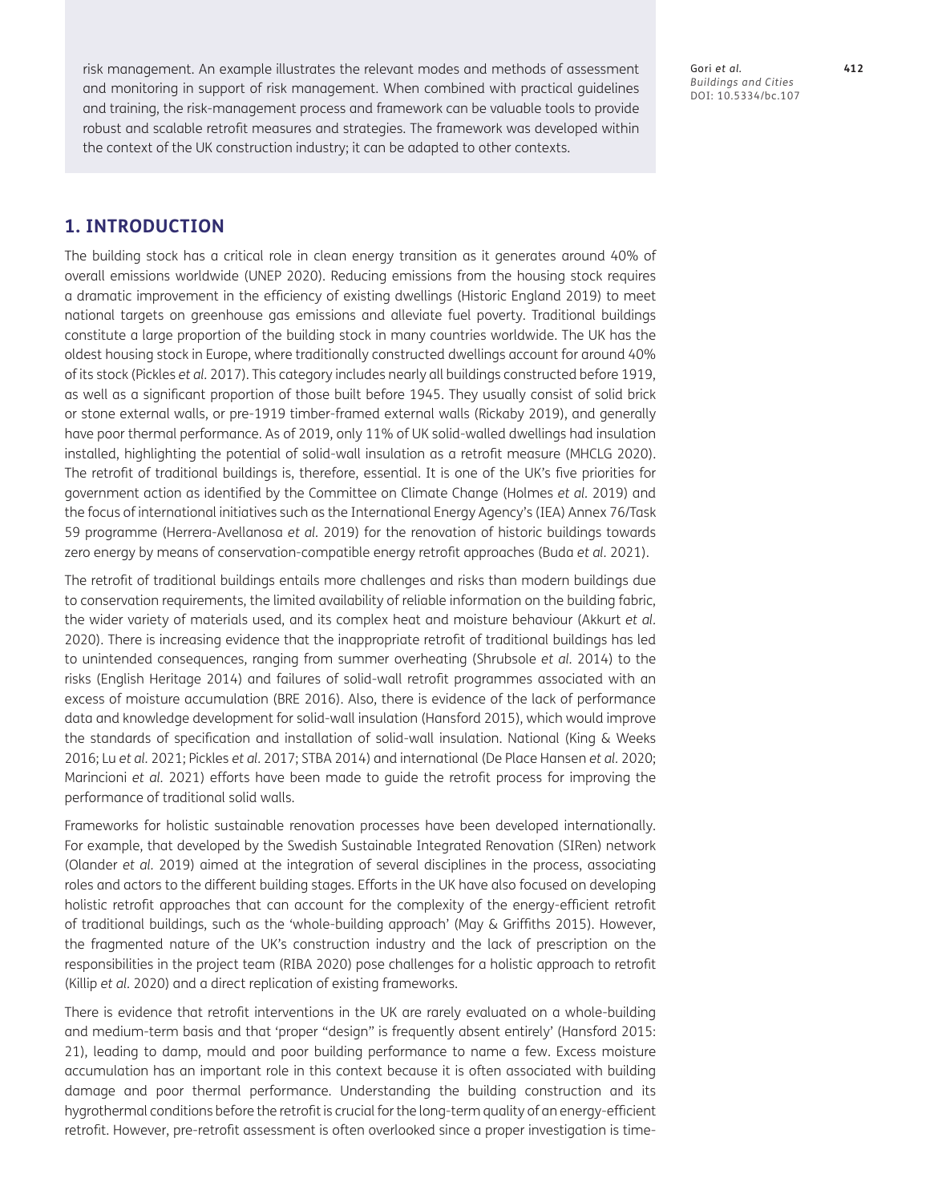risk management. An example illustrates the relevant modes and methods of assessment and monitoring in support of risk management. When combined with practical guidelines and training, the risk-management process and framework can be valuable tools to provide robust and scalable retrofit measures and strategies. The framework was developed within the context of the UK construction industry; it can be adapted to other contexts.

## 1. INTRODUCTION

The building stock has a critical role in clean energy transition as it generates around 40% of overall emissions worldwide (UNEP 2020). Reducing emissions from the housing stock requires a dramatic improvement in the efficiency of existing dwellings (Historic England 2019) to meet national targets on greenhouse gas emissions and alleviate fuel poverty. Traditional buildings constitute a large proportion of the building stock in many countries worldwide. The UK has the oldest housing stock in Europe, where traditionally constructed dwellings account for around 40% of its stock (Pickles *et al.* 2017). This category includes nearly all buildings constructed before 1919, as well as a significant proportion of those built before 1945. They usually consist of solid brick or stone external walls, or pre-1919 timber-framed external walls (Rickaby 2019), and generally have poor thermal performance. As of 2019, only 11% of UK solid-walled dwellings had insulation installed, highlighting the potential of solid-wall insulation as a retrofit measure (MHCLG 2020). The retrofit of traditional buildings is, therefore, essential. It is one of the UK's five priorities for government action as identified by the Committee on Climate Change (Holmes *et al.* 2019) and the focus of international initiatives such as the International Energy Agency's (IEA) Annex 76/Task 59 programme (Herrera-Avellanosa *et al.* 2019) for the renovation of historic buildings towards zero energy by means of conservation-compatible energy retrofit approaches (Buda *et al.* 2021).

The retrofit of traditional buildings entails more challenges and risks than modern buildings due to conservation requirements, the limited availability of reliable information on the building fabric, the wider variety of materials used, and its complex heat and moisture behaviour (Akkurt *et al.* 2020). There is increasing evidence that the inappropriate retrofit of traditional buildings has led to unintended consequences, ranging from summer overheating (Shrubsole *et al.* 2014) to the risks (English Heritage 2014) and failures of solid-wall retrofit programmes associated with an excess of moisture accumulation (BRE 2016). Also, there is evidence of the lack of performance data and knowledge development for solid-wall insulation (Hansford 2015), which would improve the standards of specification and installation of solid-wall insulation. National (King & Weeks 2016; Lu *et al.* 2021; Pickles *et al.* 2017; STBA 2014) and international (De Place Hansen *et al.* 2020; Marincioni *et al.* 2021) efforts have been made to guide the retrofit process for improving the performance of traditional solid walls.

Frameworks for holistic sustainable renovation processes have been developed internationally. For example, that developed by the Swedish Sustainable Integrated Renovation (SIRen) network (Olander *et al.* 2019) aimed at the integration of several disciplines in the process, associating roles and actors to the different building stages. Efforts in the UK have also focused on developing holistic retrofit approaches that can account for the complexity of the energy-efficient retrofit of traditional buildings, such as the 'whole-building approach' (May & Griffiths 2015). However, the fragmented nature of the UK's construction industry and the lack of prescription on the responsibilities in the project team (RIBA 2020) pose challenges for a holistic approach to retrofit (Killip *et al.* 2020) and a direct replication of existing frameworks.

There is evidence that retrofit interventions in the UK are rarely evaluated on a whole-building and medium-term basis and that 'proper "design" is frequently absent entirely' (Hansford 2015: 21), leading to damp, mould and poor building performance to name a few. Excess moisture accumulation has an important role in this context because it is often associated with building damage and poor thermal performance. Understanding the building construction and its hygrothermal conditions before the retrofit is crucial for the long-term quality of an energy-efficient retrofit. However, pre-retrofit assessment is often overlooked since a proper investigation is time-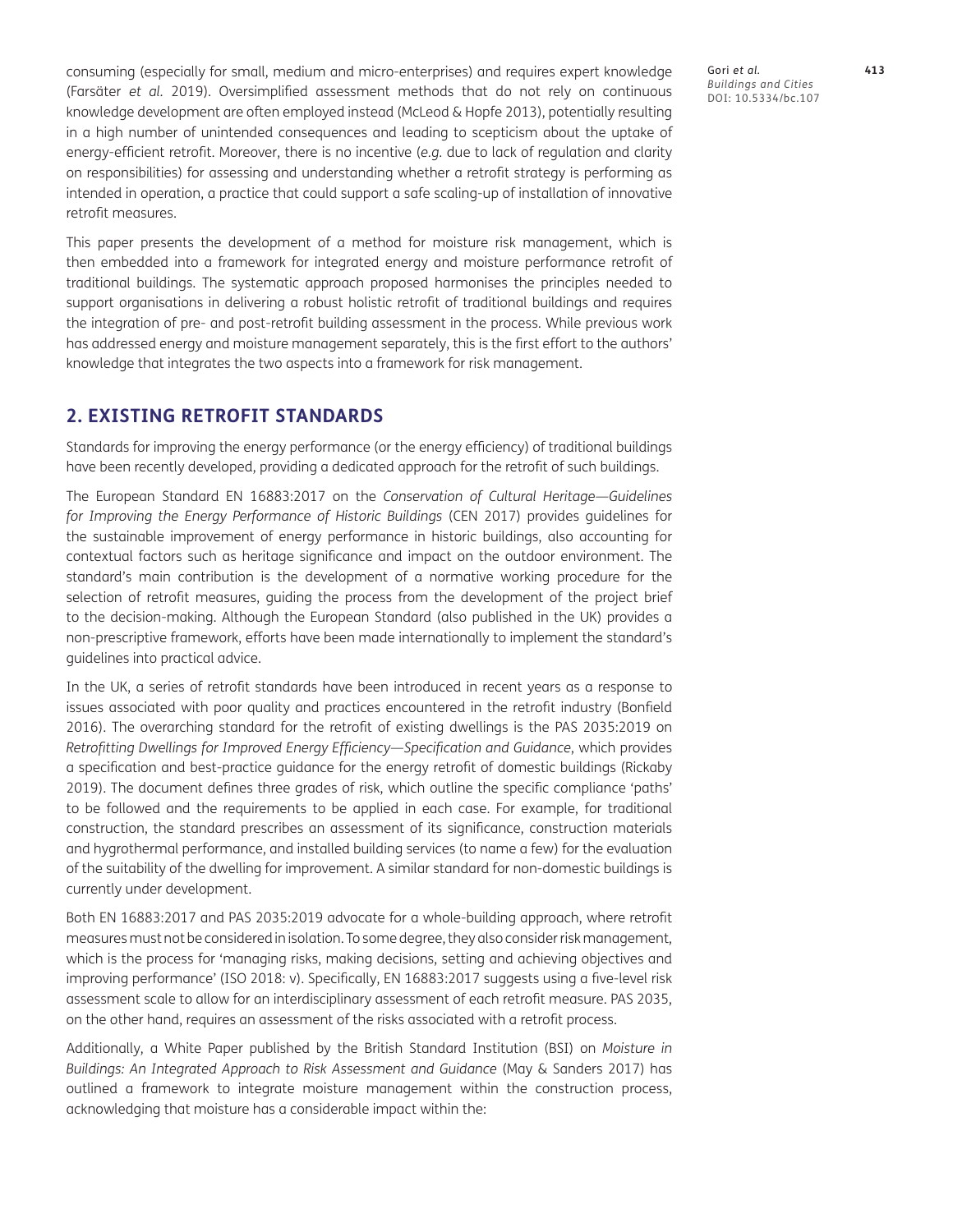consuming (especially for small, medium and micro-enterprises) and requires expert knowledge (Farsäter *et al.* 2019). Oversimplified assessment methods that do not rely on continuous knowledge development are often employed instead (McLeod & Hopfe 2013), potentially resulting in a high number of unintended consequences and leading to scepticism about the uptake of energy-efficient retrofit. Moreover, there is no incentive (*e.g.* due to lack of regulation and clarity on responsibilities) for assessing and understanding whether a retrofit strategy is performing as intended in operation, a practice that could support a safe scaling-up of installation of innovative retrofit measures.

This paper presents the development of a method for moisture risk management, which is then embedded into a framework for integrated energy and moisture performance retrofit of traditional buildings. The systematic approach proposed harmonises the principles needed to support organisations in delivering a robust holistic retrofit of traditional buildings and requires the integration of pre- and post-retrofit building assessment in the process. While previous work has addressed energy and moisture management separately, this is the first effort to the authors' knowledge that integrates the two aspects into a framework for risk management.

## 2. EXISTING RETROFIT STANDARDS

Standards for improving the energy performance (or the energy efficiency) of traditional buildings have been recently developed, providing a dedicated approach for the retrofit of such buildings.

The European Standard EN 16883:2017 on the *Conservation of Cultural Heritage—Guidelines for Improving the Energy Performance of Historic Buildings* (CEN 2017) provides guidelines for the sustainable improvement of energy performance in historic buildings, also accounting for contextual factors such as heritage significance and impact on the outdoor environment. The standard's main contribution is the development of a normative working procedure for the selection of retrofit measures, guiding the process from the development of the project brief to the decision-making. Although the European Standard (also published in the UK) provides a non-prescriptive framework, efforts have been made internationally to implement the standard's guidelines into practical advice.

In the UK, a series of retrofit standards have been introduced in recent years as a response to issues associated with poor quality and practices encountered in the retrofit industry (Bonfield 2016). The overarching standard for the retrofit of existing dwellings is the PAS 2035:2019 on *Retrofitting Dwellings for Improved Energy Efficiency—Specification and Guidance*, which provides a specification and best-practice guidance for the energy retrofit of domestic buildings (Rickaby 2019). The document defines three grades of risk, which outline the specific compliance 'paths' to be followed and the requirements to be applied in each case. For example, for traditional construction, the standard prescribes an assessment of its significance, construction materials and hygrothermal performance, and installed building services (to name a few) for the evaluation of the suitability of the dwelling for improvement. A similar standard for non-domestic buildings is currently under development.

Both EN 16883:2017 and PAS 2035:2019 advocate for a whole-building approach, where retrofit measures must not be considered in isolation. To some degree, they also consider risk management, which is the process for 'managing risks, making decisions, setting and achieving objectives and improving performance' (ISO 2018: v). Specifically, EN 16883:2017 suggests using a five-level risk assessment scale to allow for an interdisciplinary assessment of each retrofit measure. PAS 2035, on the other hand, requires an assessment of the risks associated with a retrofit process.

Additionally, a White Paper published by the British Standard Institution (BSI) on *Moisture in Buildings: An Integrated Approach to Risk Assessment and Guidance* (May & Sanders 2017) has outlined a framework to integrate moisture management within the construction process, acknowledging that moisture has a considerable impact within the: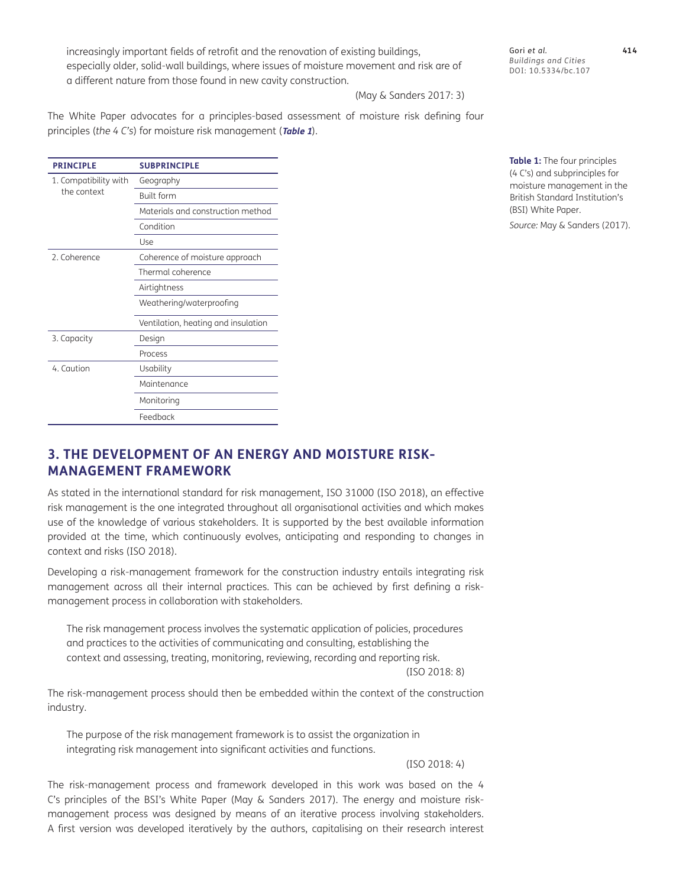increasingly important fields of retrofit and the renovation of existing buildings, especially older, solid-wall buildings, where issues of moisture movement and risk are of a different nature from those found in new cavity construction.

(May & Sanders 2017: 3)

The White Paper advocates for a principles-based assessment of moisture risk defining four principles (*the 4 C's*) for moisture risk management (***Table 1***).

| PRINCIPLE | SUBPRINCIPLE |
|---|---|
| 1. Compatibility with the context | Geography |
| | Built form |
| | Materials and construction method |
| | Condition |
| | Use |
| 2. Coherence | Coherence of moisture approach |
| | Thermal coherence |
| | Airtightness |
| | Weathering/waterproofing |
| | Ventilation, heating and insulation |
| 3. Capacity | Design |
| | Process |
| 4. Caution | Usability |
| | Maintenance |
| | Monitoring |
| | Feedback |

**Table 1:** The four principles (4 C's) and subprinciples for moisture management in the British Standard Institution's (BSI) White Paper.

*Source:* May & Sanders (2017).

## 3. THE DEVELOPMENT OF AN ENERGY AND MOISTURE RISK-MANAGEMENT FRAMEWORK

As stated in the international standard for risk management, ISO 31000 (ISO 2018), an effective risk management is the one integrated throughout all organisational activities and which makes use of the knowledge of various stakeholders. It is supported by the best available information provided at the time, which continuously evolves, anticipating and responding to changes in context and risks (ISO 2018).

Developing a risk-management framework for the construction industry entails integrating risk management across all their internal practices. This can be achieved by first defining a risk-management process in collaboration with stakeholders.

> The risk management process involves the systematic application of policies, procedures and practices to the activities of communicating and consulting, establishing the context and assessing, treating, monitoring, reviewing, recording and reporting risk.
>
> (ISO 2018: 8)

The risk-management process should then be embedded within the context of the construction industry.

> The purpose of the risk management framework is to assist the organization in integrating risk management into significant activities and functions.
>
> (ISO 2018: 4)

The risk-management process and framework developed in this work was based on the 4 C's principles of the BSI's White Paper (May & Sanders 2017). The energy and moisture risk-management process was designed by means of an iterative process involving stakeholders. A first version was developed iteratively by the authors, capitalising on their research interest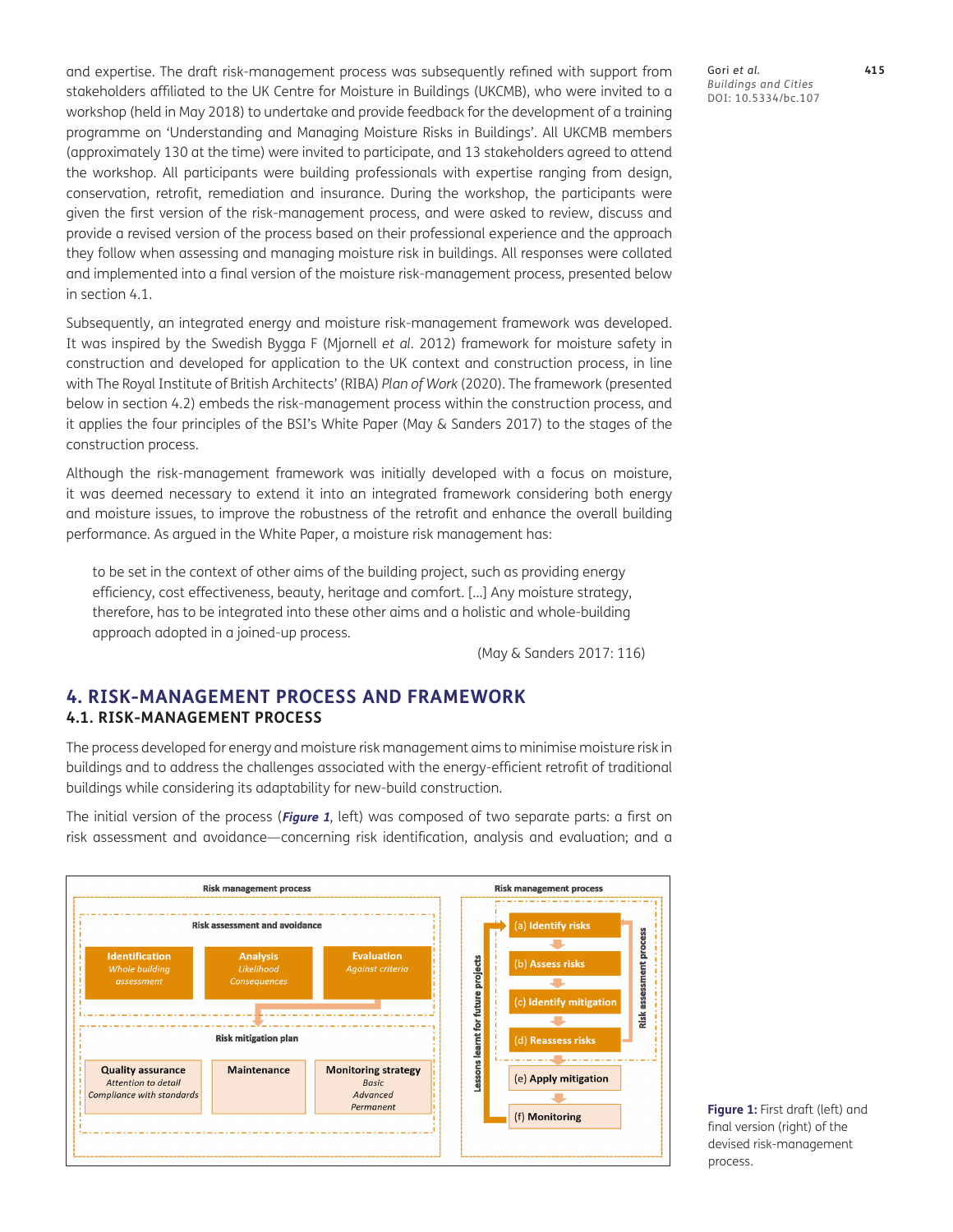and expertise. The draft risk-management process was subsequently refined with support from stakeholders affiliated to the UK Centre for Moisture in Buildings (UKCMB), who were invited to a workshop (held in May 2018) to undertake and provide feedback for the development of a training programme on 'Understanding and Managing Moisture Risks in Buildings'. All UKCMB members (approximately 130 at the time) were invited to participate, and 13 stakeholders agreed to attend the workshop. All participants were building professionals with expertise ranging from design, conservation, retrofit, remediation and insurance. During the workshop, the participants were given the first version of the risk-management process, and were asked to review, discuss and provide a revised version of the process based on their professional experience and the approach they follow when assessing and managing moisture risk in buildings. All responses were collated and implemented into a final version of the moisture risk-management process, presented below in section 4.1.

Subsequently, an integrated energy and moisture risk-management framework was developed. It was inspired by the Swedish Bygga F (Mjornell *et al.* 2012) framework for moisture safety in construction and developed for application to the UK context and construction process, in line with The Royal Institute of British Architects' (RIBA) *Plan of Work* (2020). The framework (presented below in section 4.2) embeds the risk-management process within the construction process, and it applies the four principles of the BSI's White Paper (May & Sanders 2017) to the stages of the construction process.

Although the risk-management framework was initially developed with a focus on moisture, it was deemed necessary to extend it into an integrated framework considering both energy and moisture issues, to improve the robustness of the retrofit and enhance the overall building performance. As argued in the White Paper, a moisture risk management has:

> to be set in the context of other aims of the building project, such as providing energy efficiency, cost effectiveness, beauty, heritage and comfort. [...] Any moisture strategy, therefore, has to be integrated into these other aims and a holistic and whole-building approach adopted in a joined-up process.
>
> (May & Sanders 2017: 116)

# 4. RISK-MANAGEMENT PROCESS AND FRAMEWORK

## 4.1. RISK-MANAGEMENT PROCESS

The process developed for energy and moisture risk management aims to minimise moisture risk in buildings and to address the challenges associated with the energy-efficient retrofit of traditional buildings while considering its adaptability for new-build construction.

The initial version of the process (***Figure 1***, left) was composed of two separate parts: a first on risk assessment and avoidance—concerning risk identification, analysis and evaluation; and a

**Figure 1:** First draft (left) and final version (right) of the devised risk-management process.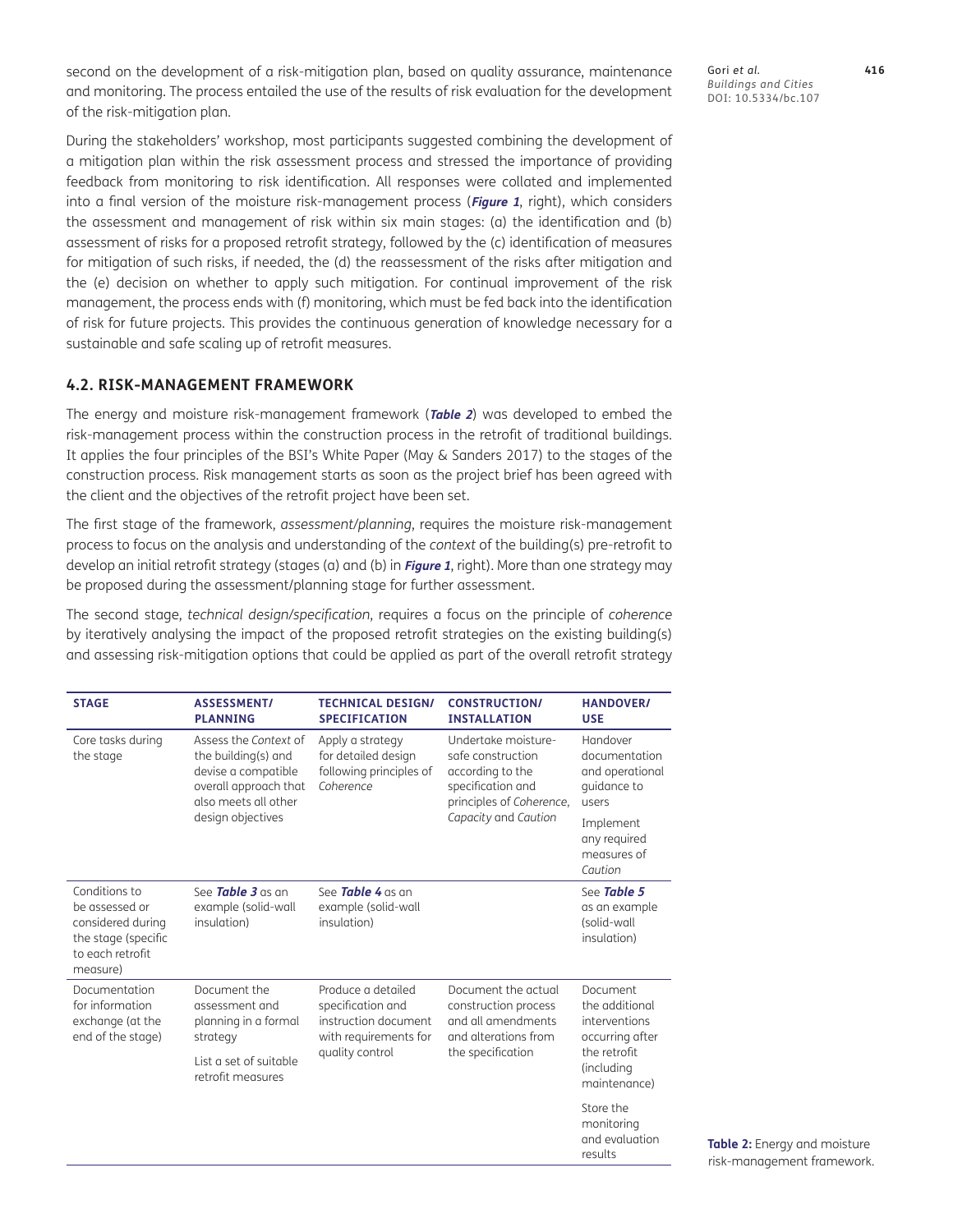second on the development of a risk-mitigation plan, based on quality assurance, maintenance and monitoring. The process entailed the use of the results of risk evaluation for the development of the risk-mitigation plan.

During the stakeholders' workshop, most participants suggested combining the development of a mitigation plan within the risk assessment process and stressed the importance of providing feedback from monitoring to risk identification. All responses were collated and implemented into a final version of the moisture risk-management process (***Figure 1***, right), which considers the assessment and management of risk within six main stages: (a) the identification and (b) assessment of risks for a proposed retrofit strategy, followed by the (c) identification of measures for mitigation of such risks, if needed, the (d) the reassessment of the risks after mitigation and the (e) decision on whether to apply such mitigation. For continual improvement of the risk management, the process ends with (f) monitoring, which must be fed back into the identification of risk for future projects. This provides the continuous generation of knowledge necessary for a sustainable and safe scaling up of retrofit measures.

### 4.2. RISK-MANAGEMENT FRAMEWORK

The energy and moisture risk-management framework (***Table 2***) was developed to embed the risk-management process within the construction process in the retrofit of traditional buildings. It applies the four principles of the BSI's White Paper (May & Sanders 2017) to the stages of the construction process. Risk management starts as soon as the project brief has been agreed with the client and the objectives of the retrofit project have been set.

The first stage of the framework, *assessment/planning*, requires the moisture risk-management process to focus on the analysis and understanding of the *context* of the building(s) pre-retrofit to develop an initial retrofit strategy (stages (a) and (b) in ***Figure 1***, right). More than one strategy may be proposed during the assessment/planning stage for further assessment.

The second stage, *technical design/specification*, requires a focus on the principle of *coherence* by iteratively analysing the impact of the proposed retrofit strategies on the existing building(s) and assessing risk-mitigation options that could be applied as part of the overall retrofit strategy

| STAGE | ASSESSMENT/ PLANNING | TECHNICAL DESIGN/ SPECIFICATION | CONSTRUCTION/ INSTALLATION | HANDOVER/ USE |
|---|---|---|---|---|
| Core tasks during the stage | Assess the *Context* of the building(s) and devise a compatible overall approach that also meets all other design objectives | Apply a strategy for detailed design following principles of *Coherence* | Undertake moisture-safe construction according to the specification and principles of *Coherence*, *Capacity* and *Caution* | Handover documentation and operational guidance to users<br><br>Implement any required measures of *Caution* |
| Conditions to be assessed or considered during the stage (specific to each retrofit measure) | See ***Table 3*** as an example (solid-wall insulation) | See ***Table 4*** as an example (solid-wall insulation) | | See ***Table 5*** as an example (solid-wall insulation) |
| Documentation for information exchange (at the end of the stage) | Document the assessment and planning in a formal strategy<br><br>List a set of suitable retrofit measures | Produce a detailed specification and instruction document with requirements for quality control | Document the actual construction process and all amendments and alterations from the specification | Document the additional interventions occurring after the retrofit (including maintenance)<br><br>Store the monitoring and evaluation results |

**Table 2:** Energy and moisture risk-management framework.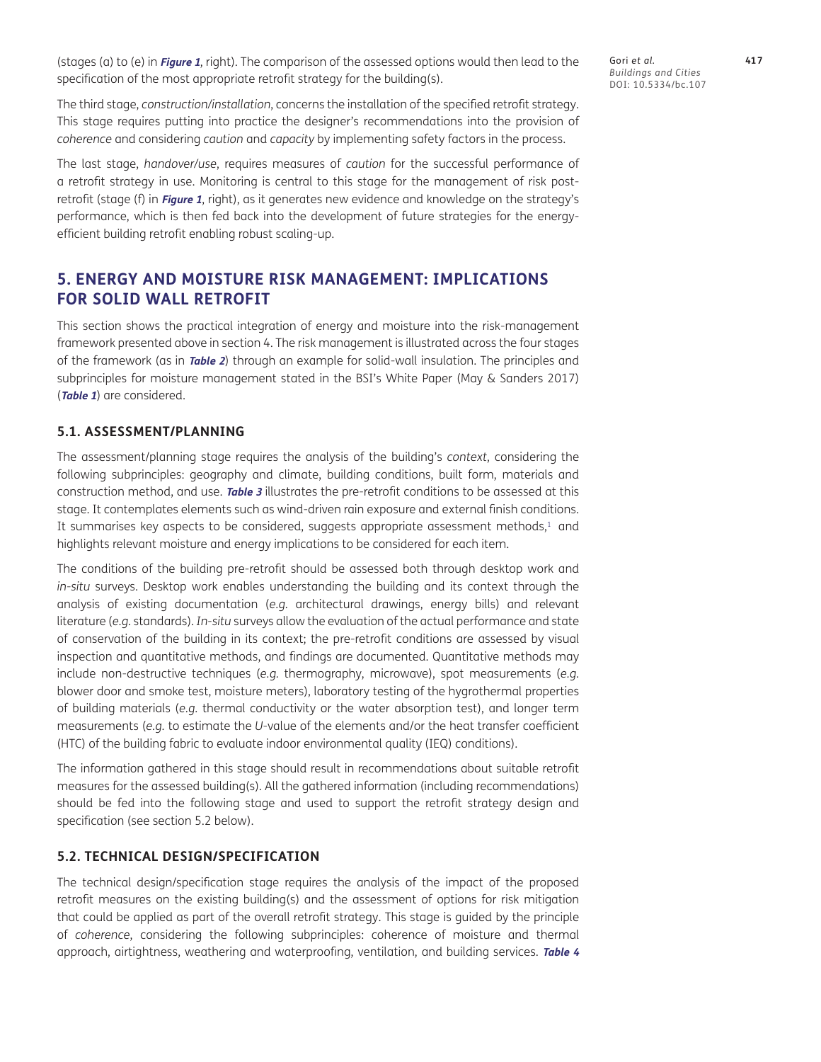(stages (a) to (e) in ***Figure 1***, right). The comparison of the assessed options would then lead to the specification of the most appropriate retrofit strategy for the building(s).

The third stage, *construction/installation*, concerns the installation of the specified retrofit strategy. This stage requires putting into practice the designer's recommendations into the provision of *coherence* and considering *caution* and *capacity* by implementing safety factors in the process.

The last stage, *handover/use*, requires measures of *caution* for the successful performance of a retrofit strategy in use. Monitoring is central to this stage for the management of risk post-retrofit (stage (f) in ***Figure 1***, right), as it generates new evidence and knowledge on the strategy's performance, which is then fed back into the development of future strategies for the energy-efficient building retrofit enabling robust scaling-up.

## 5. ENERGY AND MOISTURE RISK MANAGEMENT: IMPLICATIONS FOR SOLID WALL RETROFIT

This section shows the practical integration of energy and moisture into the risk-management framework presented above in section 4. The risk management is illustrated across the four stages of the framework (as in ***Table 2***) through an example for solid-wall insulation. The principles and subprinciples for moisture management stated in the BSI's White Paper (May & Sanders 2017) (***Table 1***) are considered.

### 5.1. ASSESSMENT/PLANNING

The assessment/planning stage requires the analysis of the building's *context*, considering the following subprinciples: geography and climate, building conditions, built form, materials and construction method, and use. ***Table 3*** illustrates the pre-retrofit conditions to be assessed at this stage. It contemplates elements such as wind-driven rain exposure and external finish conditions. It summarises key aspects to be considered, suggests appropriate assessment methods,[1] and highlights relevant moisture and energy implications to be considered for each item.

The conditions of the building pre-retrofit should be assessed both through desktop work and *in-situ* surveys. Desktop work enables understanding the building and its context through the analysis of existing documentation (*e.g.* architectural drawings, energy bills) and relevant literature (*e.g.* standards). *In-situ* surveys allow the evaluation of the actual performance and state of conservation of the building in its context; the pre-retrofit conditions are assessed by visual inspection and quantitative methods, and findings are documented. Quantitative methods may include non-destructive techniques (*e.g.* thermography, microwave), spot measurements (*e.g.* blower door and smoke test, moisture meters), laboratory testing of the hygrothermal properties of building materials (*e.g.* thermal conductivity or the water absorption test), and longer term measurements (*e.g.* to estimate the *U*-value of the elements and/or the heat transfer coefficient (HTC) of the building fabric to evaluate indoor environmental quality (IEQ) conditions).

The information gathered in this stage should result in recommendations about suitable retrofit measures for the assessed building(s). All the gathered information (including recommendations) should be fed into the following stage and used to support the retrofit strategy design and specification (see section 5.2 below).

### 5.2. TECHNICAL DESIGN/SPECIFICATION

The technical design/specification stage requires the analysis of the impact of the proposed retrofit measures on the existing building(s) and the assessment of options for risk mitigation that could be applied as part of the overall retrofit strategy. This stage is guided by the principle of *coherence*, considering the following subprinciples: coherence of moisture and thermal approach, airtightness, weathering and waterproofing, ventilation, and building services. ***Table 4***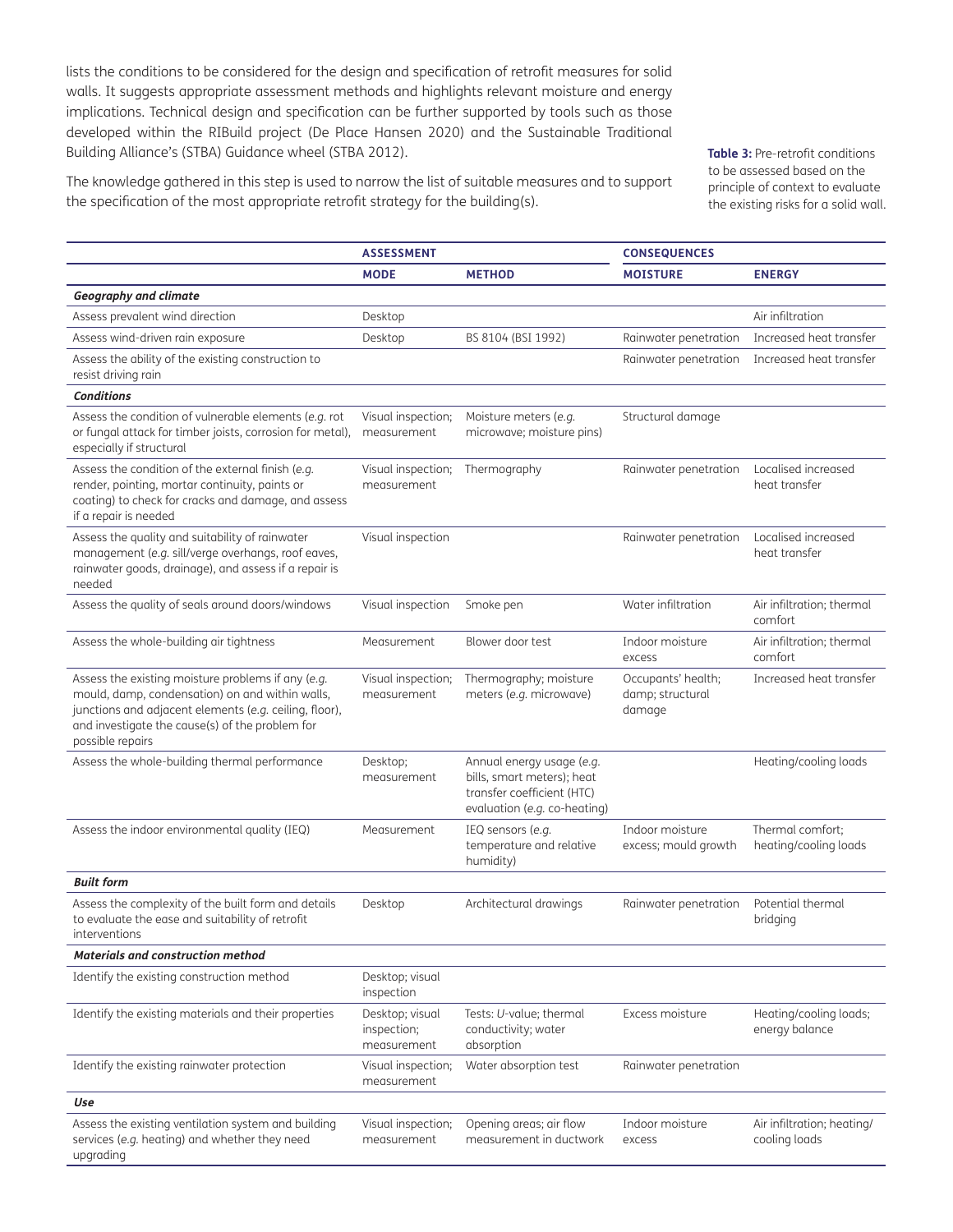lists the conditions to be considered for the design and specification of retrofit measures for solid walls. It suggests appropriate assessment methods and highlights relevant moisture and energy implications. Technical design and specification can be further supported by tools such as those developed within the RIBuild project (De Place Hansen 2020) and the Sustainable Traditional Building Alliance's (STBA) Guidance wheel (STBA 2012).

The knowledge gathered in this step is used to narrow the list of suitable measures and to support the specification of the most appropriate retrofit strategy for the building(s).

**Table 3:** Pre-retrofit conditions to be assessed based on the principle of context to evaluate the existing risks for a solid wall.

| | **ASSESSMENT** | | **CONSEQUENCES** | |
|---|---|---|---|---|
| | **MODE** | **METHOD** | **MOISTURE** | **ENERGY** |
| ***Geography and climate*** | | | | |
| Assess prevalent wind direction | Desktop | | | Air infiltration |
| Assess wind-driven rain exposure | Desktop | BS 8104 (BSI 1992) | Rainwater penetration | Increased heat transfer |
| Assess the ability of the existing construction to resist driving rain | | | Rainwater penetration | Increased heat transfer |
| ***Conditions*** | | | | |
| Assess the condition of vulnerable elements (*e.g.* rot or fungal attack for timber joists, corrosion for metal), especially if structural | Visual inspection; measurement | Moisture meters (*e.g.* microwave; moisture pins) | Structural damage | |
| Assess the condition of the external finish (*e.g.* render, pointing, mortar continuity, paints or coating) to check for cracks and damage, and assess if a repair is needed | Visual inspection; measurement | Thermography | Rainwater penetration | Localised increased heat transfer |
| Assess the quality and suitability of rainwater management (*e.g.* sill/verge overhangs, roof eaves, rainwater goods, drainage), and assess if a repair is needed | Visual inspection | | Rainwater penetration | Localised increased heat transfer |
| Assess the quality of seals around doors/windows | Visual inspection | Smoke pen | Water infiltration | Air infiltration; thermal comfort |
| Assess the whole-building air tightness | Measurement | Blower door test | Indoor moisture excess | Air infiltration; thermal comfort |
| Assess the existing moisture problems if any (*e.g.* mould, damp, condensation) on and within walls, junctions and adjacent elements (*e.g.* ceiling, floor), and investigate the cause(s) of the problem for possible repairs | Visual inspection; measurement | Thermography; moisture meters (*e.g.* microwave) | Occupants' health; damp; structural damage | Increased heat transfer |
| Assess the whole-building thermal performance | Desktop; measurement | Annual energy usage (*e.g.* bills, smart meters); heat transfer coefficient (HTC) evaluation (*e.g.* co-heating) | | Heating/cooling loads |
| Assess the indoor environmental quality (IEQ) | Measurement | IEQ sensors (*e.g.* temperature and relative humidity) | Indoor moisture excess; mould growth | Thermal comfort; heating/cooling loads |
| ***Built form*** | | | | |
| Assess the complexity of the built form and details to evaluate the ease and suitability of retrofit interventions | Desktop | Architectural drawings | Rainwater penetration | Potential thermal bridging |
| ***Materials and construction method*** | | | | |
| Identify the existing construction method | Desktop; visual inspection | | | |
| Identify the existing materials and their properties | Desktop; visual inspection; measurement | Tests: *U*-value; thermal conductivity; water absorption | Excess moisture | Heating/cooling loads; energy balance |
| Identify the existing rainwater protection | Visual inspection; measurement | Water absorption test | Rainwater penetration | |
| ***Use*** | | | | |
| Assess the existing ventilation system and building services (*e.g.* heating) and whether they need upgrading | Visual inspection; measurement | Opening areas; air flow measurement in ductwork | Indoor moisture excess | Air infiltration; heating/cooling loads |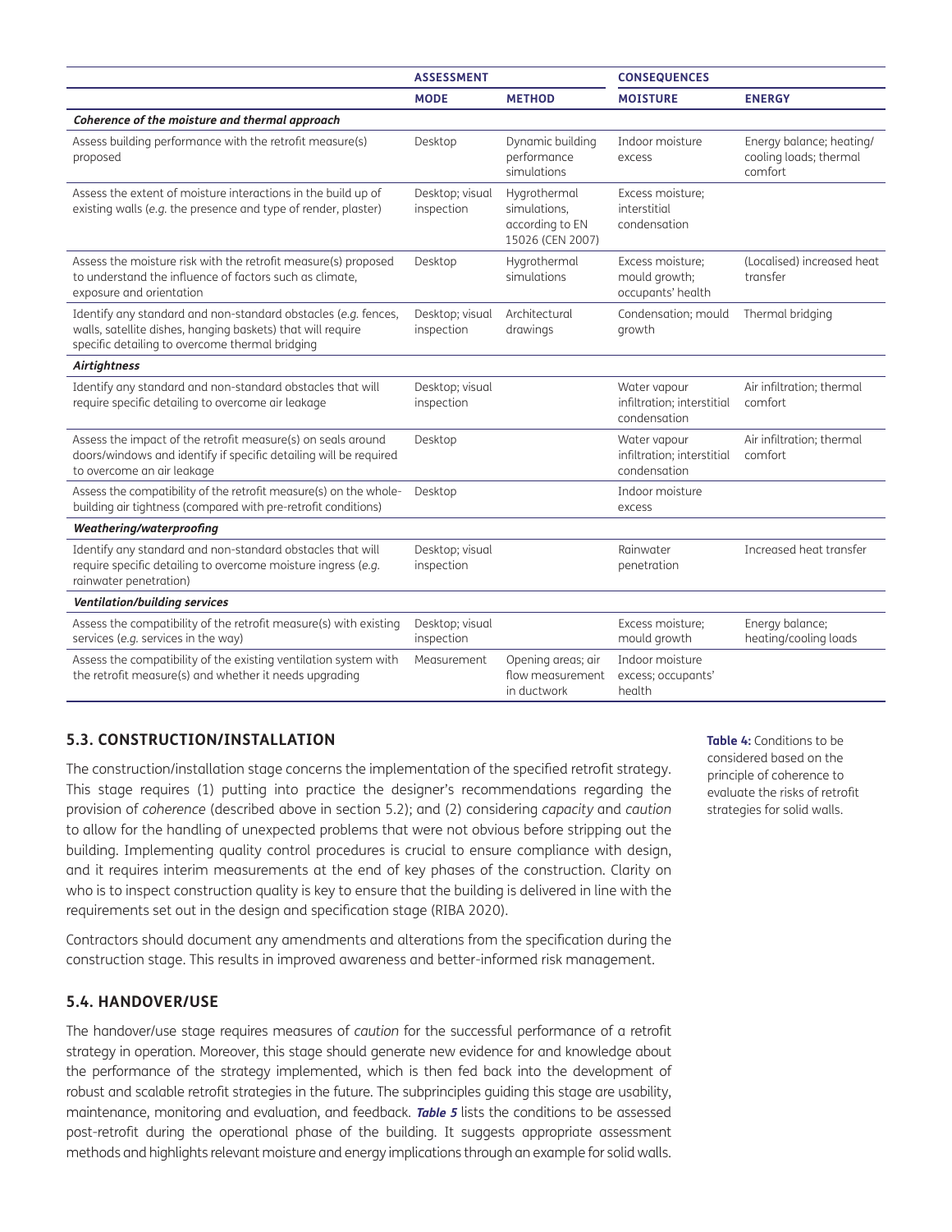| | ASSESSMENT | | CONSEQUENCES | |
|---|---|---|---|---|
| | **MODE** | **METHOD** | **MOISTURE** | **ENERGY** |
| ***Coherence of the moisture and thermal approach*** | | | | |
| Assess building performance with the retrofit measure(s) proposed | Desktop | Dynamic building performance simulations | Indoor moisture excess | Energy balance; heating/cooling loads; thermal comfort |
| Assess the extent of moisture interactions in the build up of existing walls (*e.g.* the presence and type of render, plaster) | Desktop; visual inspection | Hygrothermal simulations, according to EN 15026 (CEN 2007) | Excess moisture; interstitial condensation | |
| Assess the moisture risk with the retrofit measure(s) proposed to understand the influence of factors such as climate, exposure and orientation | Desktop | Hygrothermal simulations | Excess moisture; mould growth; occupants' health | (Localised) increased heat transfer |
| Identify any standard and non-standard obstacles (*e.g.* fences, walls, satellite dishes, hanging baskets) that will require specific detailing to overcome thermal bridging | Desktop; visual inspection | Architectural drawings | Condensation; mould growth | Thermal bridging |
| ***Airtightness*** | | | | |
| Identify any standard and non-standard obstacles that will require specific detailing to overcome air leakage | Desktop; visual inspection | | Water vapour infiltration; interstitial condensation | Air infiltration; thermal comfort |
| Assess the impact of the retrofit measure(s) on seals around doors/windows and identify if specific detailing will be required to overcome an air leakage | Desktop | | Water vapour infiltration; interstitial condensation | Air infiltration; thermal comfort |
| Assess the compatibility of the retrofit measure(s) on the whole-building air tightness (compared with pre-retrofit conditions) | Desktop | | Indoor moisture excess | |
| ***Weathering/waterproofing*** | | | | |
| Identify any standard and non-standard obstacles that will require specific detailing to overcome moisture ingress (*e.g.* rainwater penetration) | Desktop; visual inspection | | Rainwater penetration | Increased heat transfer |
| ***Ventilation/building services*** | | | | |
| Assess the compatibility of the retrofit measure(s) with existing services (*e.g.* services in the way) | Desktop; visual inspection | | Excess moisture; mould growth | Energy balance; heating/cooling loads |
| Assess the compatibility of the existing ventilation system with the retrofit measure(s) and whether it needs upgrading | Measurement | Opening areas; air flow measurement in ductwork | Indoor moisture excess; occupants' health | |

**Table 4:** Conditions to be considered based on the principle of coherence to evaluate the risks of retrofit strategies for solid walls.

### 5.3. CONSTRUCTION/INSTALLATION

The construction/installation stage concerns the implementation of the specified retrofit strategy. This stage requires (1) putting into practice the designer's recommendations regarding the provision of *coherence* (described above in section 5.2); and (2) considering *capacity* and *caution* to allow for the handling of unexpected problems that were not obvious before stripping out the building. Implementing quality control procedures is crucial to ensure compliance with design, and it requires interim measurements at the end of key phases of the construction. Clarity on who is to inspect construction quality is key to ensure that the building is delivered in line with the requirements set out in the design and specification stage (RIBA 2020).

Contractors should document any amendments and alterations from the specification during the construction stage. This results in improved awareness and better-informed risk management.

### 5.4. HANDOVER/USE

The handover/use stage requires measures of *caution* for the successful performance of a retrofit strategy in operation. Moreover, this stage should generate new evidence for and knowledge about the performance of the strategy implemented, which is then fed back into the development of robust and scalable retrofit strategies in the future. The subprinciples guiding this stage are usability, maintenance, monitoring and evaluation, and feedback. ***Table 5*** lists the conditions to be assessed post-retrofit during the operational phase of the building. It suggests appropriate assessment methods and highlights relevant moisture and energy implications through an example for solid walls.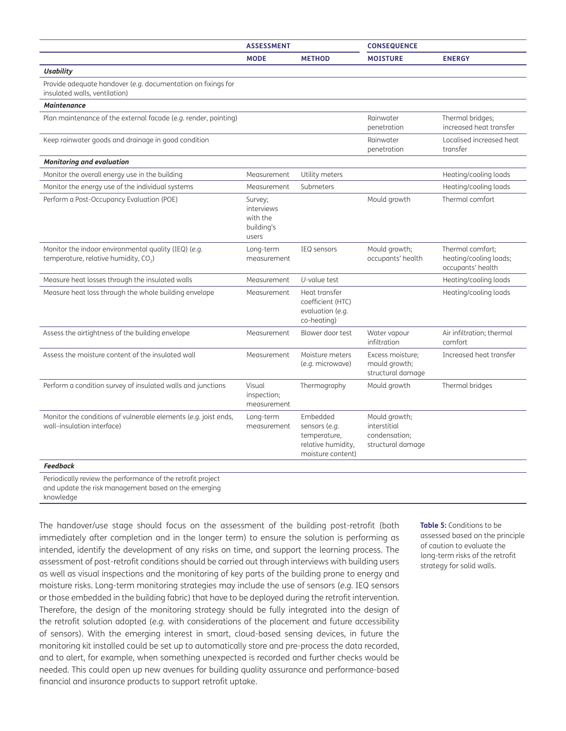| | ASSESSMENT | | CONSEQUENCE | |
|---|---|---|---|---|
| | **MODE** | **METHOD** | **MOISTURE** | **ENERGY** |
| ***Usability*** | | | | |
| Provide adequate handover (*e.g.* documentation on fixings for insulated walls, ventilation) | | | | |
| ***Maintenance*** | | | | |
| Plan maintenance of the external facade (*e.g.* render, pointing) | | | Rainwater penetration | Thermal bridges; increased heat transfer |
| Keep rainwater goods and drainage in good condition | | | Rainwater penetration | Localised increased heat transfer |
| ***Monitoring and evaluation*** | | | | |
| Monitor the overall energy use in the building | Measurement | Utility meters | | Heating/cooling loads |
| Monitor the energy use of the individual systems | Measurement | Submeters | | Heating/cooling loads |
| Perform a Post-Occupancy Evaluation (POE) | Survey; interviews with the building's users | | Mould growth | Thermal comfort |
| Monitor the indoor environmental quality (IEQ) (*e.g.* temperature, relative humidity, $CO_2$) | Long-term measurement | IEQ sensors | Mould growth; occupants' health | Thermal comfort; heating/cooling loads; occupants' health |
| Measure heat losses through the insulated walls | Measurement | *U*-value test | | Heating/cooling loads |
| Measure heat loss through the whole building envelope | Measurement | Heat transfer coefficient (HTC) evaluation (*e.g.* co-heating) | | Heating/cooling loads |
| Assess the airtightness of the building envelope | Measurement | Blower door test | Water vapour infiltration | Air infiltration; thermal comfort |
| Assess the moisture content of the insulated wall | Measurement | Moisture meters (*e.g.* microwave) | Excess moisture; mould growth; structural damage | Increased heat transfer |
| Perform a condition survey of insulated walls and junctions | Visual inspection; measurement | Thermography | Mould growth | Thermal bridges |
| Monitor the conditions of vulnerable elements (*e.g.* joist ends, wall–insulation interface) | Long-term measurement | Embedded sensors (*e.g.* temperature, relative humidity, moisture content) | Mould growth; interstitial condensation; structural damage | |
| ***Feedback*** | | | | |
| Periodically review the performance of the retrofit project and update the risk management based on the emerging knowledge | | | | |

**Table 5:** Conditions to be assessed based on the principle of caution to evaluate the long-term risks of the retrofit strategy for solid walls.

The handover/use stage should focus on the assessment of the building post-retrofit (both immediately after completion and in the longer term) to ensure the solution is performing as intended, identify the development of any risks on time, and support the learning process. The assessment of post-retrofit conditions should be carried out through interviews with building users as well as visual inspections and the monitoring of key parts of the building prone to energy and moisture risks. Long-term monitoring strategies may include the use of sensors (*e.g.* IEQ sensors or those embedded in the building fabric) that have to be deployed during the retrofit intervention. Therefore, the design of the monitoring strategy should be fully integrated into the design of the retrofit solution adopted (*e.g.* with considerations of the placement and future accessibility of sensors). With the emerging interest in smart, cloud-based sensing devices, in future the monitoring kit installed could be set up to automatically store and pre-process the data recorded, and to alert, for example, when something unexpected is recorded and further checks would be needed. This could open up new avenues for building quality assurance and performance-based financial and insurance products to support retrofit uptake.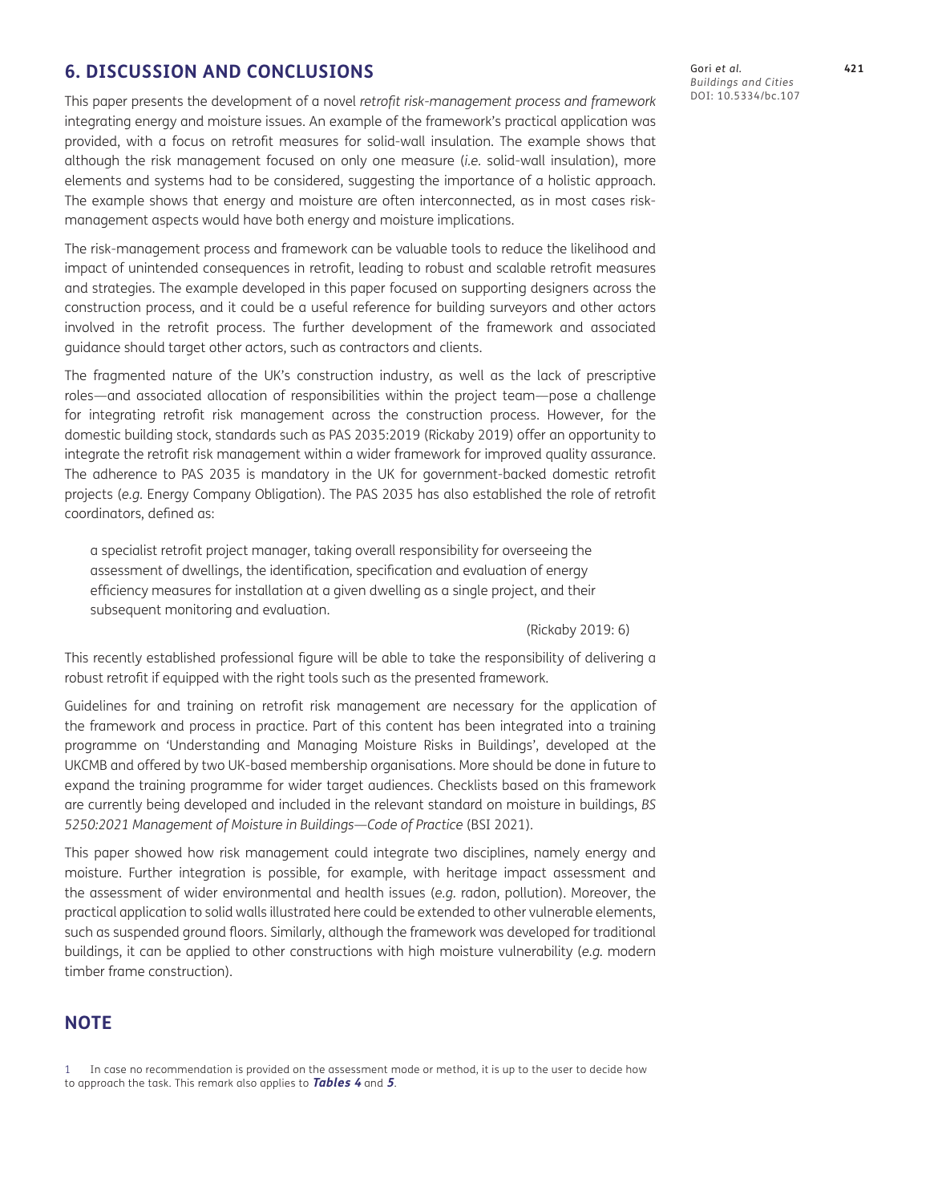## 6. DISCUSSION AND CONCLUSIONS

This paper presents the development of a novel *retrofit risk-management process and framework* integrating energy and moisture issues. An example of the framework's practical application was provided, with a focus on retrofit measures for solid-wall insulation. The example shows that although the risk management focused on only one measure (*i.e.* solid-wall insulation), more elements and systems had to be considered, suggesting the importance of a holistic approach. The example shows that energy and moisture are often interconnected, as in most cases risk-management aspects would have both energy and moisture implications.

The risk-management process and framework can be valuable tools to reduce the likelihood and impact of unintended consequences in retrofit, leading to robust and scalable retrofit measures and strategies. The example developed in this paper focused on supporting designers across the construction process, and it could be a useful reference for building surveyors and other actors involved in the retrofit process. The further development of the framework and associated guidance should target other actors, such as contractors and clients.

The fragmented nature of the UK's construction industry, as well as the lack of prescriptive roles—and associated allocation of responsibilities within the project team—pose a challenge for integrating retrofit risk management across the construction process. However, for the domestic building stock, standards such as PAS 2035:2019 (Rickaby 2019) offer an opportunity to integrate the retrofit risk management within a wider framework for improved quality assurance. The adherence to PAS 2035 is mandatory in the UK for government-backed domestic retrofit projects (*e.g.* Energy Company Obligation). The PAS 2035 has also established the role of retrofit coordinators, defined as:

> a specialist retrofit project manager, taking overall responsibility for overseeing the assessment of dwellings, the identification, specification and evaluation of energy efficiency measures for installation at a given dwelling as a single project, and their subsequent monitoring and evaluation.
>
> (Rickaby 2019: 6)

This recently established professional figure will be able to take the responsibility of delivering a robust retrofit if equipped with the right tools such as the presented framework.

Guidelines for and training on retrofit risk management are necessary for the application of the framework and process in practice. Part of this content has been integrated into a training programme on 'Understanding and Managing Moisture Risks in Buildings', developed at the UKCMB and offered by two UK-based membership organisations. More should be done in future to expand the training programme for wider target audiences. Checklists based on this framework are currently being developed and included in the relevant standard on moisture in buildings, *BS 5250:2021 Management of Moisture in Buildings—Code of Practice* (BSI 2021).

This paper showed how risk management could integrate two disciplines, namely energy and moisture. Further integration is possible, for example, with heritage impact assessment and the assessment of wider environmental and health issues (*e.g.* radon, pollution). Moreover, the practical application to solid walls illustrated here could be extended to other vulnerable elements, such as suspended ground floors. Similarly, although the framework was developed for traditional buildings, it can be applied to other constructions with high moisture vulnerability (*e.g.* modern timber frame construction).

## NOTE

1 In case no recommendation is provided on the assessment mode or method, it is up to the user to decide how to approach the task. This remark also applies to ***Tables 4*** and ***5***.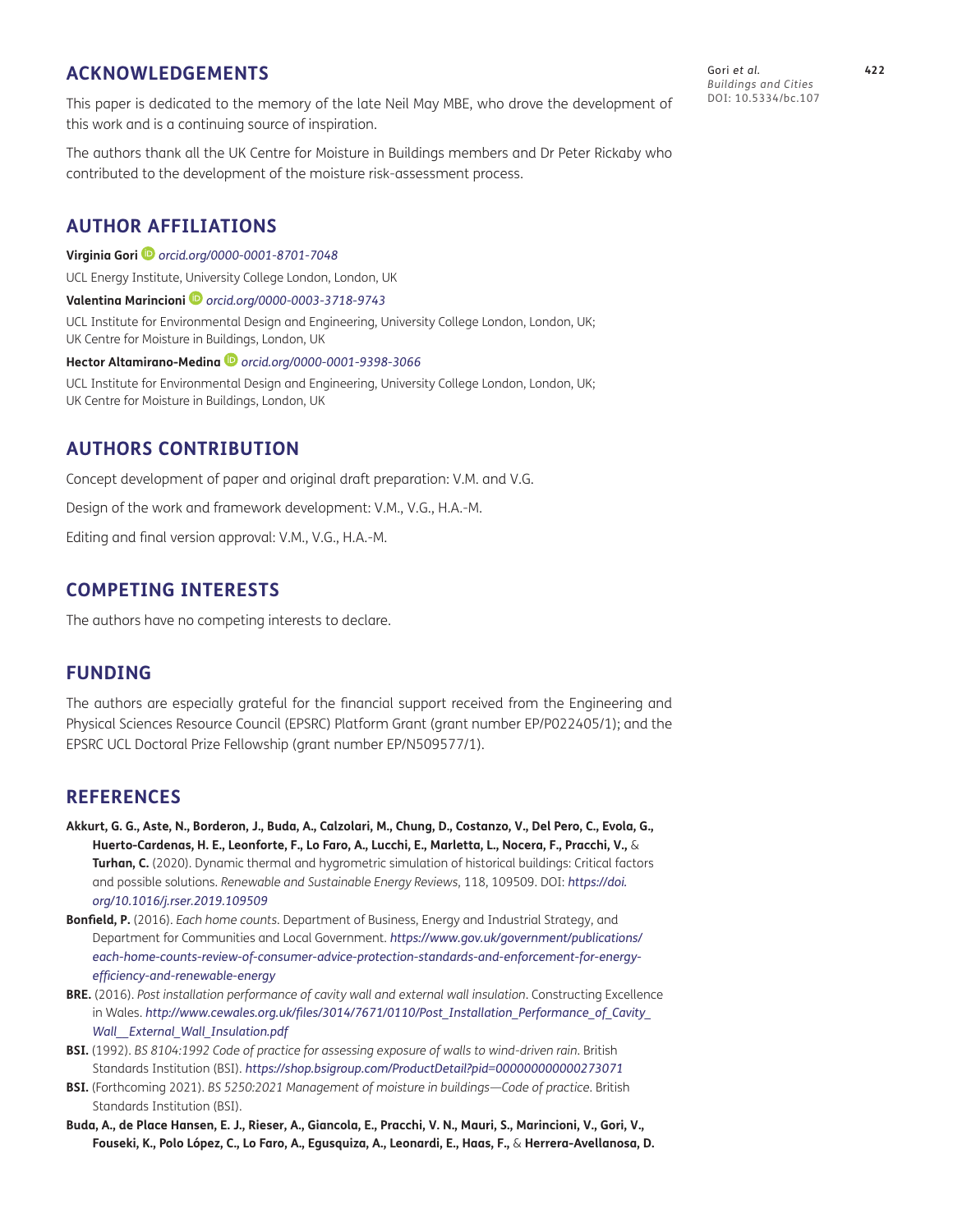## ACKNOWLEDGEMENTS

This paper is dedicated to the memory of the late Neil May MBE, who drove the development of this work and is a continuing source of inspiration.

The authors thank all the UK Centre for Moisture in Buildings members and Dr Peter Rickaby who contributed to the development of the moisture risk-assessment process.

## AUTHOR AFFILIATIONS

**Virginia Gori** *orcid.org/0000-0001-8701-7048*

UCL Energy Institute, University College London, London, UK

**Valentina Marincioni** *orcid.org/0000-0003-3718-9743*

UCL Institute for Environmental Design and Engineering, University College London, London, UK; UK Centre for Moisture in Buildings, London, UK

**Hector Altamirano-Medina** *orcid.org/0000-0001-9398-3066*

UCL Institute for Environmental Design and Engineering, University College London, London, UK; UK Centre for Moisture in Buildings, London, UK

## AUTHORS CONTRIBUTION

Concept development of paper and original draft preparation: V.M. and V.G.

Design of the work and framework development: V.M., V.G., H.A.-M.

Editing and final version approval: V.M., V.G., H.A.-M.

## COMPETING INTERESTS

The authors have no competing interests to declare.

## FUNDING

The authors are especially grateful for the financial support received from the Engineering and Physical Sciences Resource Council (EPSRC) Platform Grant (grant number EP/P022405/1); and the EPSRC UCL Doctoral Prize Fellowship (grant number EP/N509577/1).

## REFERENCES

**Akkurt, G. G., Aste, N., Borderon, J., Buda, A., Calzolari, M., Chung, D., Costanzo, V., Del Pero, C., Evola, G., Huerto-Cardenas, H. E., Leonforte, F., Lo Faro, A., Lucchi, E., Marletta, L., Nocera, F., Pracchi, V.,** & **Turhan, C.** (2020). Dynamic thermal and hygrometric simulation of historical buildings: Critical factors and possible solutions. *Renewable and Sustainable Energy Reviews*, 118, 109509. DOI: *https://doi.org/10.1016/j.rser.2019.109509*

**Bonfield, P.** (2016). *Each home counts*. Department of Business, Energy and Industrial Strategy, and Department for Communities and Local Government. *https://www.gov.uk/government/publications/each-home-counts-review-of-consumer-advice-protection-standards-and-enforcement-for-energy-efficiency-and-renewable-energy*

**BRE.** (2016). *Post installation performance of cavity wall and external wall insulation*. Constructing Excellence in Wales. *http://www.cewales.org.uk/files/3014/7671/0110/Post_Installation_Performance_of_Cavity_Wall__External_Wall_Insulation.pdf*

**BSI.** (1992). *BS 8104:1992 Code of practice for assessing exposure of walls to wind-driven rain*. British Standards Institution (BSI). *https://shop.bsigroup.com/ProductDetail?pid=000000000000273071*

**BSI.** (Forthcoming 2021). *BS 5250:2021 Management of moisture in buildings—Code of practice*. British Standards Institution (BSI).

**Buda, A., de Place Hansen, E. J., Rieser, A., Giancola, E., Pracchi, V. N., Mauri, S., Marincioni, V., Gori, V., Fouseki, K., Polo López, C., Lo Faro, A., Egusquiza, A., Leonardi, E., Haas, F.,** & **Herrera-Avellanosa, D.**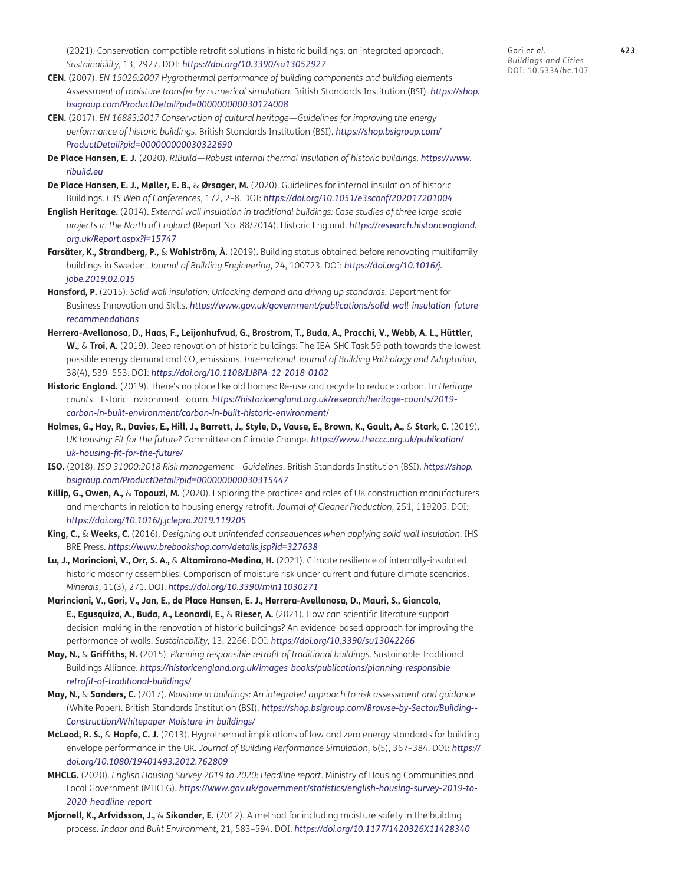(2021). Conservation-compatible retrofit solutions in historic buildings: an integrated approach. *Sustainability*, 13, 2927. DOI: *https://doi.org/10.3390/su13052927*

**CEN.** (2007). *EN 15026:2007 Hygrothermal performance of building components and building elements—Assessment of moisture transfer by numerical simulation*. British Standards Institution (BSI). *https://shop.bsigroup.com/ProductDetail?pid=000000000030124008*

**CEN.** (2017). *EN 16883:2017 Conservation of cultural heritage—Guidelines for improving the energy performance of historic buildings*. British Standards Institution (BSI). *https://shop.bsigroup.com/ProductDetail?pid=000000000030322690*

**De Place Hansen, E. J.** (2020). *RIBuild—Robust internal thermal insulation of historic buildings*. *https://www.ribuild.eu*

**De Place Hansen, E. J., Møller, E. B.,** & **Ørsager, M.** (2020). Guidelines for internal insulation of historic Buildings. *E3S Web of Conferences*, 172, 2–8. DOI: *https://doi.org/10.1051/e3sconf/202017201004*

**English Heritage.** (2014). *External wall insulation in traditional buildings: Case studies of three large-scale projects in the North of England* (Report No. 88/2014). Historic England. *https://research.historicengland.org.uk/Report.aspx?i=15747*

**Farsäter, K., Strandberg, P.,** & **Wahlström, Å.** (2019). Building status obtained before renovating multifamily buildings in Sweden. *Journal of Building Engineering*, 24, 100723. DOI: *https://doi.org/10.1016/j.jobe.2019.02.015*

**Hansford, P.** (2015). *Solid wall insulation: Unlocking demand and driving up standards*. Department for Business Innovation and Skills. *https://www.gov.uk/government/publications/solid-wall-insulation-future-recommendations*

**Herrera-Avellanosa, D., Haas, F., Leijonhufvud, G., Brostrom, T., Buda, A., Pracchi, V., Webb, A. L., Hüttler, W.,** & **Troi, A.** (2019). Deep renovation of historic buildings: The IEA-SHC Task 59 path towards the lowest possible energy demand and $CO_2$ emissions. *International Journal of Building Pathology and Adaptation*, 38(4), 539–553. DOI: *https://doi.org/10.1108/IJBPA-12-2018-0102*

**Historic England.** (2019). There's no place like old homes: Re-use and recycle to reduce carbon. In *Heritage counts*. Historic Environment Forum. *https://historicengland.org.uk/research/heritage-counts/2019-carbon-in-built-environment/carbon-in-built-historic-environment/*

**Holmes, G., Hay, R., Davies, E., Hill, J., Barrett, J., Style, D., Vause, E., Brown, K., Gault, A.,** & **Stark, C.** (2019). *UK housing: Fit for the future?* Committee on Climate Change. *https://www.theccc.org.uk/publication/uk-housing-fit-for-the-future/*

**ISO.** (2018). *ISO 31000:2018 Risk management—Guidelines*. British Standards Institution (BSI). *https://shop.bsigroup.com/ProductDetail?pid=000000000030315447*

**Killip, G., Owen, A.,** & **Topouzi, M.** (2020). Exploring the practices and roles of UK construction manufacturers and merchants in relation to housing energy retrofit. *Journal of Cleaner Production*, 251, 119205. DOI: *https://doi.org/10.1016/j.jclepro.2019.119205*

**King, C.,** & **Weeks, C.** (2016). *Designing out unintended consequences when applying solid wall insulation*. IHS BRE Press. *https://www.brebookshop.com/details.jsp?id=327638*

**Lu, J., Marincioni, V., Orr, S. A.,** & **Altamirano-Medina, H.** (2021). Climate resilience of internally-insulated historic masonry assemblies: Comparison of moisture risk under current and future climate scenarios. *Minerals*, 11(3), 271. DOI: *https://doi.org/10.3390/min11030271*

**Marincioni, V., Gori, V., Jan, E., de Place Hansen, E. J., Herrera-Avellanosa, D., Mauri, S., Giancola, E., Egusquiza, A., Buda, A., Leonardi, E.,** & **Rieser, A.** (2021). How can scientific literature support decision-making in the renovation of historic buildings? An evidence-based approach for improving the performance of walls. *Sustainability*, 13, 2266. DOI: *https://doi.org/10.3390/su13042266*

**May, N.,** & **Griffiths, N.** (2015). *Planning responsible retrofit of traditional buildings*. Sustainable Traditional Buildings Alliance. *https://historicengland.org.uk/images-books/publications/planning-responsible-retrofit-of-traditional-buildings/*

**May, N.,** & **Sanders, C.** (2017). *Moisture in buildings: An integrated approach to risk assessment and guidance* (White Paper). British Standards Institution (BSI). *https://shop.bsigroup.com/Browse-by-Sector/Building--Construction/Whitepaper-Moisture-in-buildings/*

**McLeod, R. S.,** & **Hopfe, C. J.** (2013). Hygrothermal implications of low and zero energy standards for building envelope performance in the UK. *Journal of Building Performance Simulation*, 6(5), 367–384. DOI: *https://doi.org/10.1080/19401493.2012.762809*

**MHCLG.** (2020). *English Housing Survey 2019 to 2020: Headline report*. Ministry of Housing Communities and Local Government (MHCLG). *https://www.gov.uk/government/statistics/english-housing-survey-2019-to-2020-headline-report*

**Mjornell, K., Arfvidsson, J.,** & **Sikander, E.** (2012). A method for including moisture safety in the building process. *Indoor and Built Environment*, 21, 583–594. DOI: *https://doi.org/10.1177/1420326X11428340*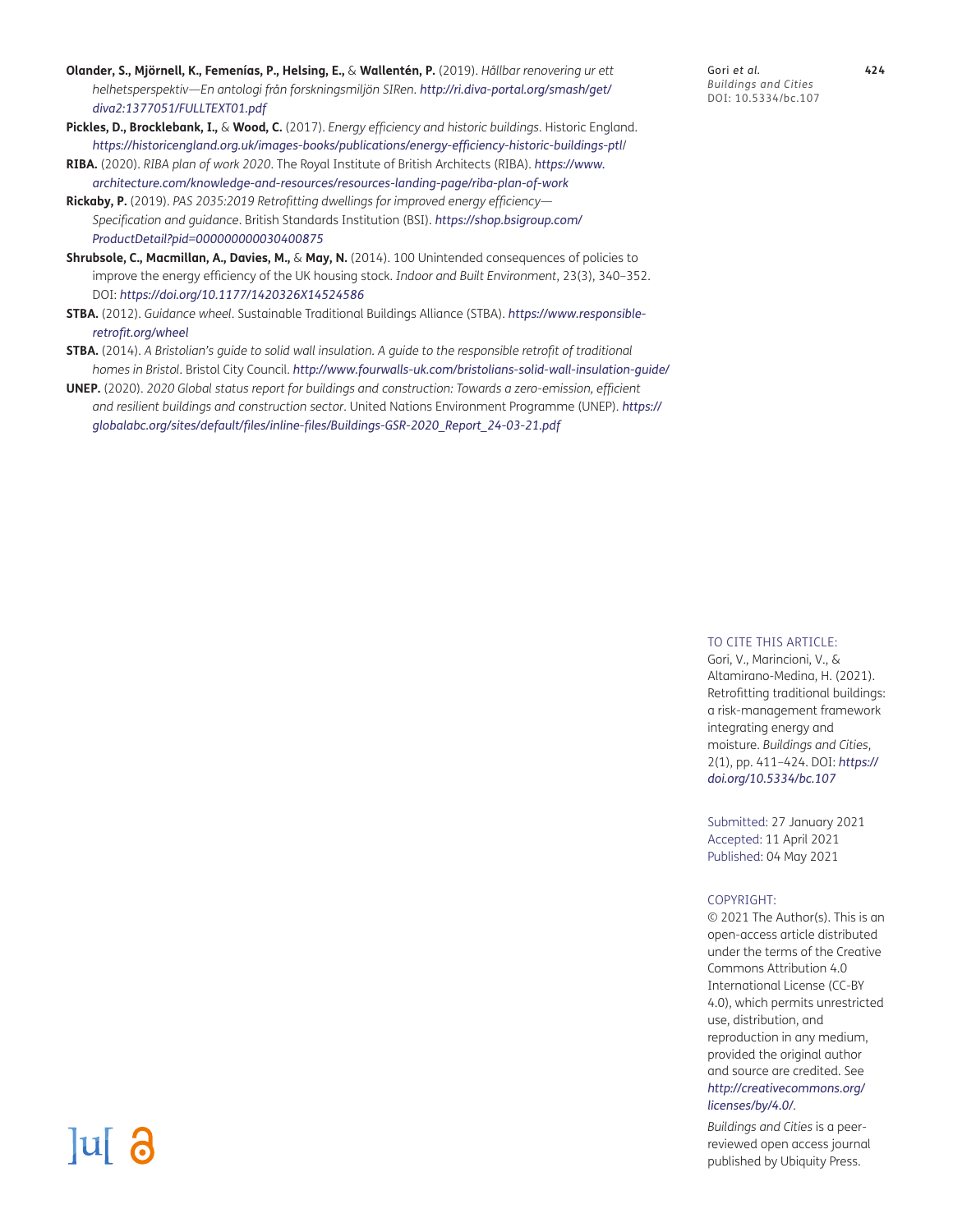**Olander, S., Mjörnell, K., Femenías, P., Helsing, E.,** & **Wallentén, P.** (2019). *Hållbar renovering ur ett helhetsperspektiv—En antologi från forskningsmiljön SIRen*. *http://ri.diva-portal.org/smash/get/diva2:1377051/FULLTEXT01.pdf*

**Pickles, D., Brocklebank, I.,** & **Wood, C.** (2017). *Energy efficiency and historic buildings*. Historic England. *https://historicengland.org.uk/images-books/publications/energy-efficiency-historic-buildings-ptl/*

**RIBA.** (2020). *RIBA plan of work 2020*. The Royal Institute of British Architects (RIBA). *https://www.architecture.com/knowledge-and-resources/resources-landing-page/riba-plan-of-work*

**Rickaby, P.** (2019). *PAS 2035:2019 Retrofitting dwellings for improved energy efficiency—Specification and guidance*. British Standards Institution (BSI). *https://shop.bsigroup.com/ProductDetail?pid=000000000030400875*

**Shrubsole, C., Macmillan, A., Davies, M.,** & **May, N.** (2014). 100 Unintended consequences of policies to improve the energy efficiency of the UK housing stock. *Indoor and Built Environment*, 23(3), 340–352. DOI: *https://doi.org/10.1177/1420326X14524586*

**STBA.** (2012). *Guidance wheel*. Sustainable Traditional Buildings Alliance (STBA). *https://www.responsible-retrofit.org/wheel*

**STBA.** (2014). *A Bristolian's guide to solid wall insulation. A guide to the responsible retrofit of traditional homes in Bristol*. Bristol City Council. *http://www.fourwalls-uk.com/bristolians-solid-wall-insulation-guide/*

**UNEP.** (2020). *2020 Global status report for buildings and construction: Towards a zero-emission, efficient and resilient buildings and construction sector*. United Nations Environment Programme (UNEP). *https://globalabc.org/sites/default/files/inline-files/Buildings-GSR-2020_Report_24-03-21.pdf*

TO CITE THIS ARTICLE:
Gori, V., Marincioni, V., & Altamirano-Medina, H. (2021). Retrofitting traditional buildings: a risk-management framework integrating energy and moisture. *Buildings and Cities*, 2(1), pp. 411–424. DOI: *https://doi.org/10.5334/bc.107*

Submitted: 27 January 2021
Accepted: 11 April 2021
Published: 04 May 2021

COPYRIGHT:
© 2021 The Author(s). This is an open-access article distributed under the terms of the Creative Commons Attribution 4.0 International License (CC-BY 4.0), which permits unrestricted use, distribution, and reproduction in any medium, provided the original author and source are credited. See *http://creativecommons.org/licenses/by/4.0/*.

*Buildings and Cities* is a peer-reviewed open access journal published by Ubiquity Press.